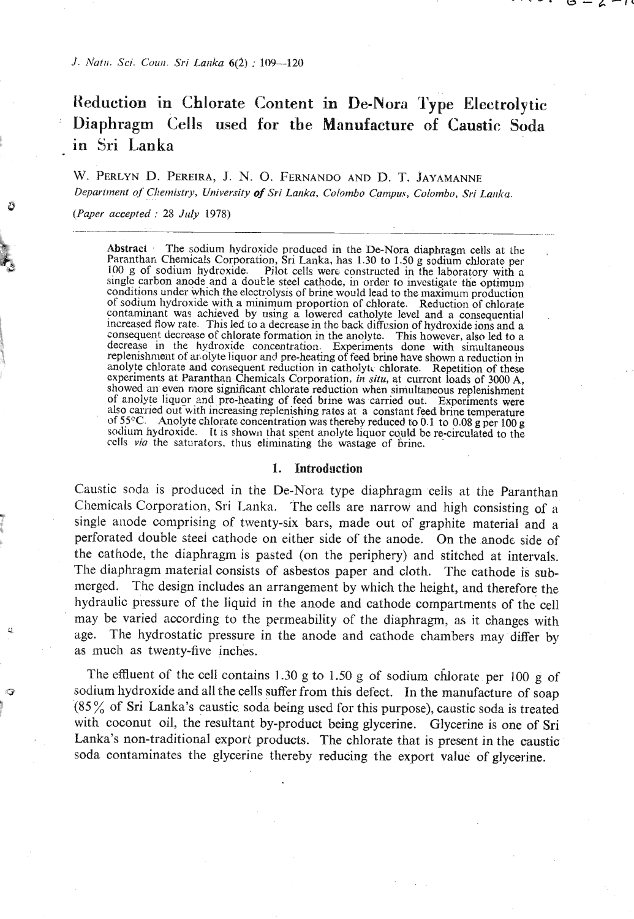# Reduction in Chlorate Content in De-Nora Type Electrolytic Diaphragm Cells used for the Manufacture of Caustic Soda in Sri Lanka

W. PERLYN D. PEREIRA, J. N. O. FERNANDO AND D. T. JAYAMANNE

*Department of Chemistry, University of Sri Lanka, Colombo Campus, Colombo, Sri Lanka.*

*(Paper accepted : 28 July 1978)*

**Abstract** · The sodium hydroxide produced in the De-Nora diaphragm cells at the Paranthan Chemicals Corporation, Sri Lanka, has 1.30 to 1.50 g sodium chlorate per 100 g of sodium hydroxide. Pilot cells were constructed in the laboratory with a single carbon anode and a double steel cathode, in order to investigate the optimum conditions under which the electrolysis of brine would lead to the maximum production of sodium hydroxide with a minimum proportion of chlorate. Reduction of chlorate contaminant was achieved by using a lowered catholyte level and a consequential increased flow rate. This led to a decrease in the back diffusion of hydroxide ions and a consequent decrease of chlorate formation in the anolyte. This however, also led to a decrease in the hydroxide concentration. Experiments done with simultaneous replenishment of anolyte liquor and pre-heating of feed brine have shown a reduction in anolyte chlorate and consequent reduction in catholyte chlorate. Repetition of these experiments at Paranthan Chemicals Corporation, *in situ*, at current loads of 3000 A, showed an even more significant chlorate reduction when simultaneous replenishment of anolyte liquor and pre-heating of feed brine was carried out. Experiments were also carried out with increasing replenishing rates at a constant feed brine temperature of 55°C. Anolyte chlorate concentration was thereby reduced to 0.1 to 0.08 g per 100 g sodium hydroxide. It is shown that spent anolyte liquor could be re-circulated to the cells *via* the saturators, thus eliminating the wastage of brine.

## 1. Introduction

Caustic soda is produced in the De-Nora type diaphragm cells at the Paranthan Chemicals Corporation, Sri Lanka. The cells are narrow and high consisting of a single anode comprising of twenty-six bars, made out of graphite material and a perforated double steel cathode on either side of the anode. On the anode side of the cathode, the diaphragm is pasted (on the periphery) and stitched at intervals. The diaphragm material consists of asbestos paper and cloth. The cathode is submerged. The design includes an arrangement by which the height, and therefore the hydraulic pressure of the liquid in the anode and cathode compartments of the cell may be varied according to the permeability of the diaphragm, as it changes with age. The hydrostatic pressure in the anode and cathode chambers may differ by as much as twenty-five inches.

The effluent of the cell contains 1.30 g to 1.50 g of sodium chlorate per 100 g of sodium hydroxide and all the cells suffer from this defect. In the manufacture of soap (85% of Sri Lanka's caustic soda being used for this purpose), caustic soda is treated with coconut oil, the resultant by-product being glycerine. Glycerine is one of Sri Lanka's non-traditional export products. The chlorate that is present in the caustic soda contaminates the glycerine thereby reducing the export value of glycerine.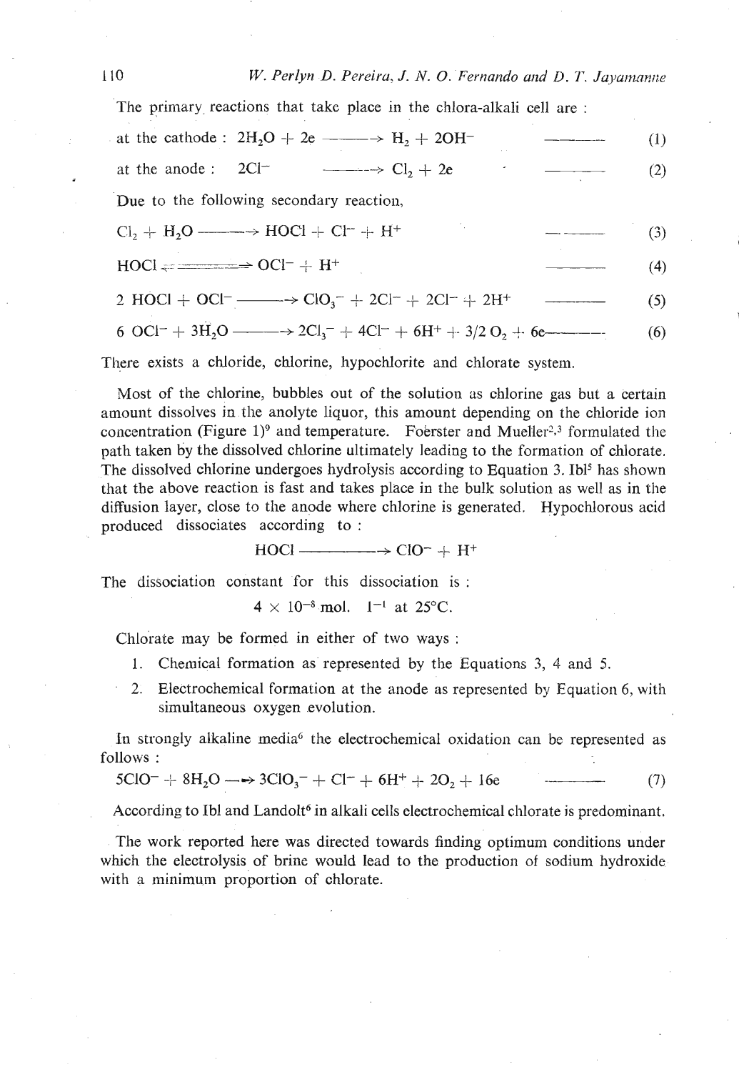The primary reactions that take place in the chlora-alkali cell are :

at the cathode : $2H_2O + 2e \longrightarrow H_2 + 2OH^-$ —— (1)

at the anode : $2Cl^- \longrightarrow Cl_2 + 2e$ —— (2)

Due to the following secondary reaction,

$Cl_2 + H_2O \longrightarrow HOCl + Cl^- + H^+$ —— (3)

$HOCl \rightleftharpoons OCl^- + H^+$ —— (4)

$2\ HOCl + OCl^- \longrightarrow ClO_3^- + 2Cl^- + 2Cl^- + 2H^+$ —— (5)

$6\ OCl^- + 3H_2O \longrightarrow 2Cl_3^- + 4Cl^- + 6H^+ + 3/2\ O_2 + 6e$ —— (6)

There exists a chloride, chlorine, hypochlorite and chlorate system.

Most of the chlorine, bubbles out of the solution as chlorine gas but a certain amount dissolves in the anolyte liquor, this amount depending on the chloride ion concentration (Figure 1)[9] and temperature. Foerster and Mueller[2,3] formulated the path taken by the dissolved chlorine ultimately leading to the formation of chlorate. The dissolved chlorine undergoes hydrolysis according to Equation 3. Ibl[5] has shown that the above reaction is fast and takes place in the bulk solution as well as in the diffusion layer, close to the anode where chlorine is generated. Hypochlorous acid produced dissociates according to :

$$HOCl \longrightarrow ClO^- + H^+$$

The dissociation constant for this dissociation is :

$$4 \times 10^{-8}\ mol.\ l^{-1}\ at\ 25°C.$$

Chlorate may be formed in either of two ways :

1. Chemical formation as represented by the Equations 3, 4 and 5.
2. Electrochemical formation at the anode as represented by Equation 6, with simultaneous oxygen evolution.

In strongly alkaline media[6] the electrochemical oxidation can be represented as follows :

$5ClO^- + 8H_2O \longrightarrow 3ClO_3^- + Cl^- + 6H^+ + 2O_2 + 16e$ —— (7)

According to Ibl and Landolt[6] in alkali cells electrochemical chlorate is predominant.

The work reported here was directed towards finding optimum conditions under which the electrolysis of brine would lead to the production of sodium hydroxide with a minimum proportion of chlorate.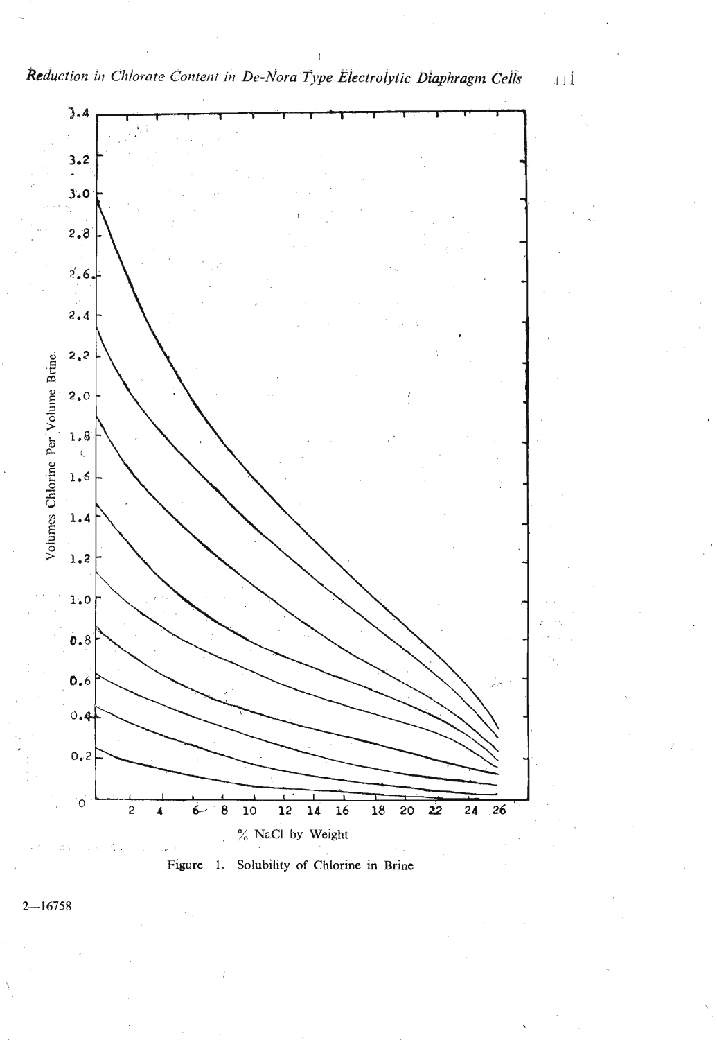Figure 1. Solubility of Chlorine in Brine

2—16758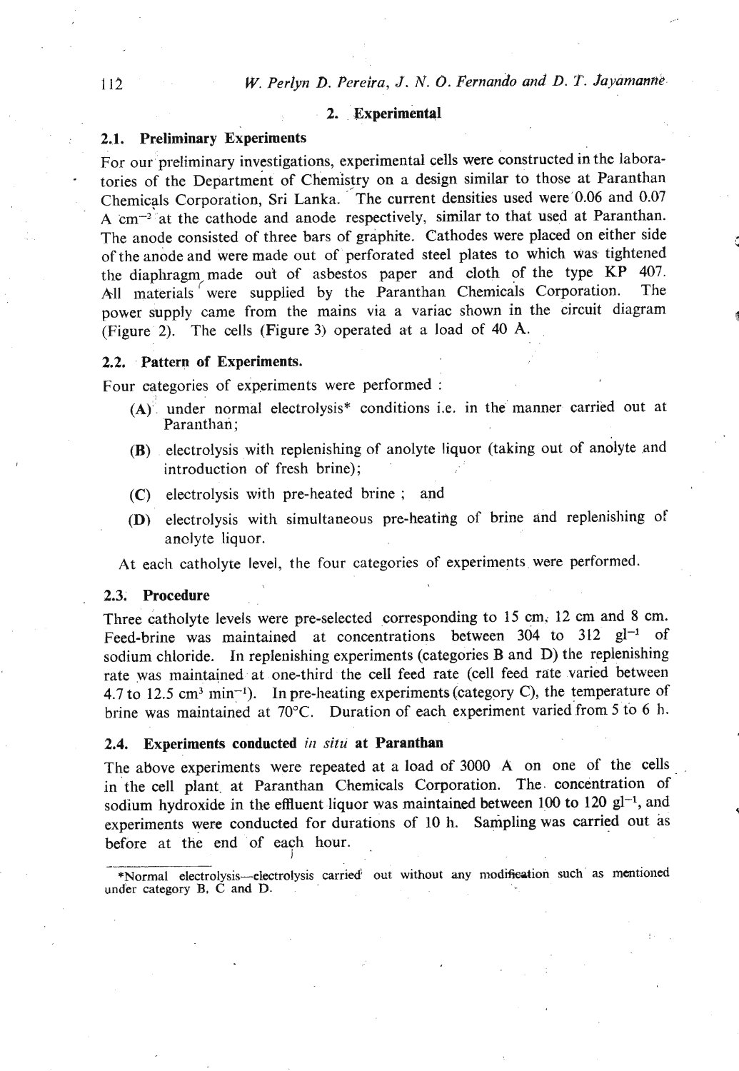## 2. Experimental

### 2.1. Preliminary Experiments

For our preliminary investigations, experimental cells were constructed in the laboratories of the Department of Chemistry on a design similar to those at Paranthan Chemicals Corporation, Sri Lanka. The current densities used were 0.06 and 0.07 A $cm^{-2}$ at the cathode and anode respectively, similar to that used at Paranthan. The anode consisted of three bars of graphite. Cathodes were placed on either side of the anode and were made out of perforated steel plates to which was tightened the diaphragm made out of asbestos paper and cloth of the type KP 407. All materials were supplied by the Paranthan Chemicals Corporation. The power supply came from the mains via a variac shown in the circuit diagram (Figure 2). The cells (Figure 3) operated at a load of 40 A.

### 2.2. Pattern of Experiments.

Four categories of experiments were performed :

- **(A)** under normal electrolysis* conditions i.e. in the manner carried out at Paranthan;
- **(B)** electrolysis with replenishing of anolyte liquor (taking out of anolyte and introduction of fresh brine);
- **(C)** electrolysis with pre-heated brine ; and
- **(D)** electrolysis with simultaneous pre-heating of brine and replenishing of anolyte liquor.

At each catholyte level, the four categories of experiments were performed.

### 2.3. Procedure

Three catholyte levels were pre-selected corresponding to 15 cm, 12 cm and 8 cm. Feed-brine was maintained at concentrations between 304 to 312 $gl^{-1}$ of sodium chloride. In replenishing experiments (categories B and D) the replenishing rate was maintained at one-third the cell feed rate (cell feed rate varied between 4.7 to 12.5 $cm^3$ $min^{-1}$). In pre-heating experiments (category C), the temperature of brine was maintained at 70°C. Duration of each experiment varied from 5 to 6 h.

### 2.4. Experiments conducted *in situ* at Paranthan

The above experiments were repeated at a load of 3000 A on one of the cells in the cell plant at Paranthan Chemicals Corporation. The concentration of sodium hydroxide in the effluent liquor was maintained between 100 to 120 $gl^{-1}$, and experiments were conducted for durations of 10 h. Sampling was carried out as before at the end of each hour.

---

*Normal electrolysis—electrolysis carried out without any modification such as mentioned under category B, C and D.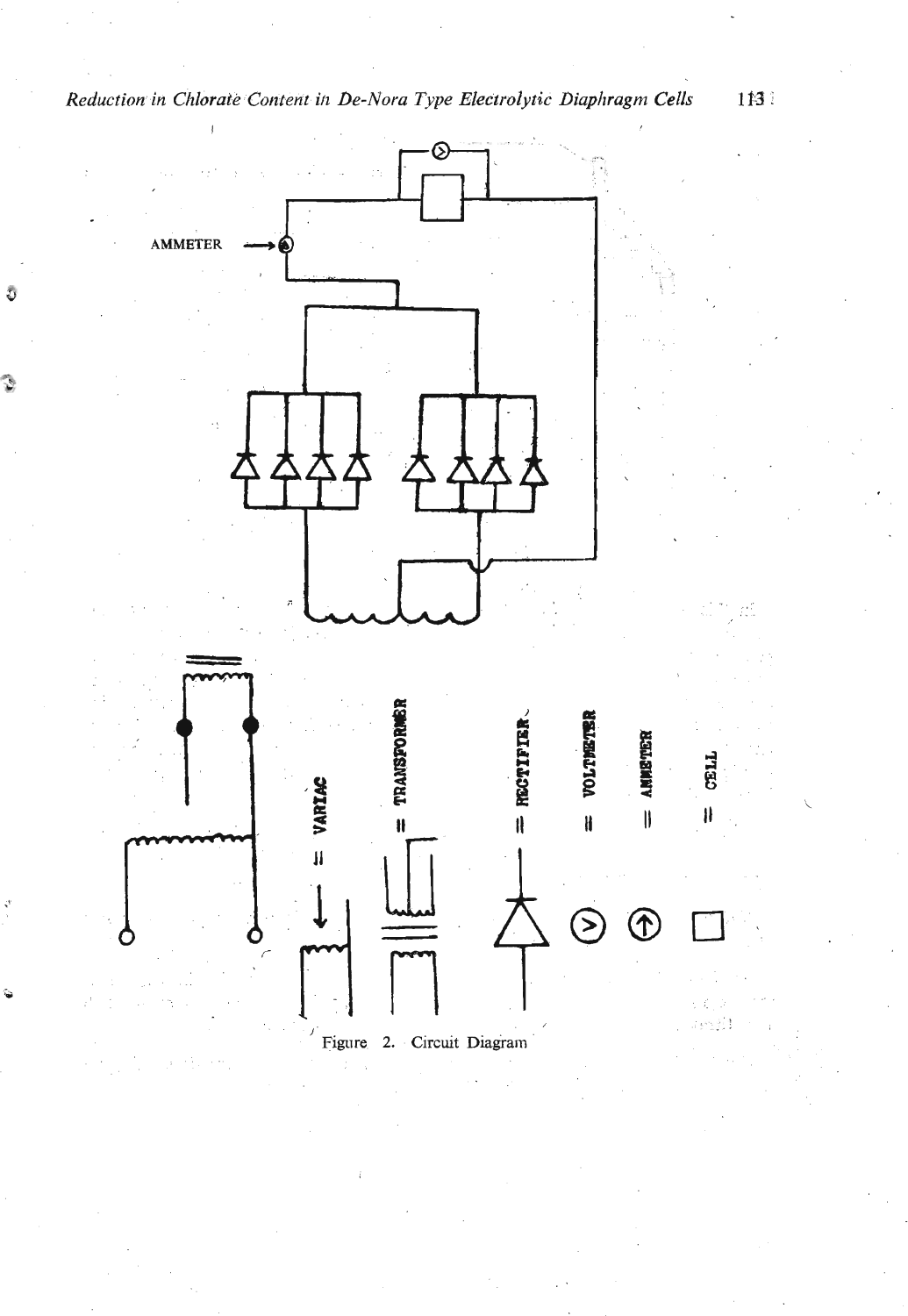AMMETER

= VARIAC

= TRANSFORMER

= RECTIFIER

= VOLTMETER

= AMMETER

= CELL

Figure 2. Circuit Diagram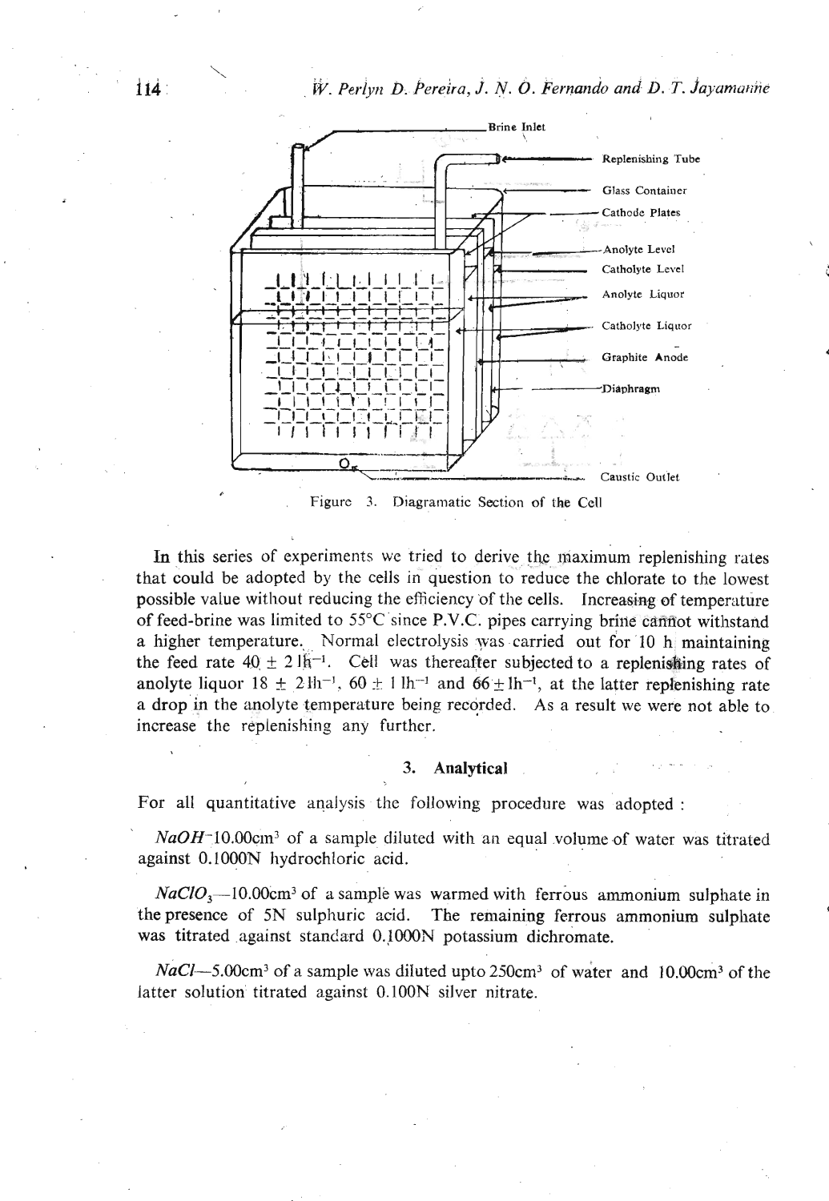Figure 3. Diagramatic Section of the Cell

In this series of experiments we tried to derive the maximum replenishing rates that could be adopted by the cells in question to reduce the chlorate to the lowest possible value without reducing the efficiency of the cells. Increasing of temperature of feed-brine was limited to 55°C since P.V.C. pipes carrying brine cannot withstand a higher temperature. Normal electrolysis was carried out for 10 h maintaining the feed rate 40 ± 2 $lh^{-1}$. Cell was thereafter subjected to a replenishing rates of anolyte liquor 18 ± 2 $lh^{-1}$, 60 ± 1 $lh^{-1}$ and 66 ± $lh^{-1}$, at the latter replenishing rate a drop in the anolyte temperature being recorded. As a result we were not able to increase the replenishing any further.

### 3. Analytical

For all quantitative analysis the following procedure was adopted :

*NaOH*–10.00$cm^3$ of a sample diluted with an equal volume of water was titrated against 0.1000N hydrochloric acid.

*$NaClO_3$*—10.00$cm^3$ of a sample was warmed with ferrous ammonium sulphate in the presence of 5N sulphuric acid. The remaining ferrous ammonium sulphate was titrated against standard 0.1000N potassium dichromate.

*NaCl*—5.00$cm^3$ of a sample was diluted upto 250$cm^3$ of water and 10.00$cm^3$ of the latter solution titrated against 0.100N silver nitrate.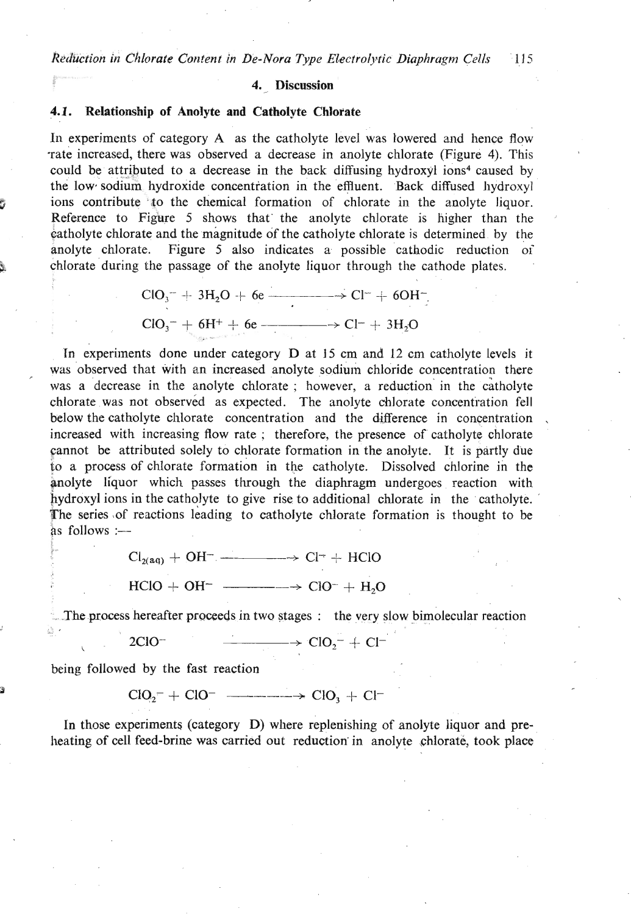## 4. Discussion

### 4.1. Relationship of Anolyte and Catholyte Chlorate

In experiments of category A as the catholyte level was lowered and hence flow rate increased, there was observed a decrease in anolyte chlorate (Figure 4). This could be attributed to a decrease in the back diffusing hydroxyl ions[4] caused by the low sodium hydroxide concentration in the effluent. Back diffused hydroxyl ions contribute to the chemical formation of chlorate in the anolyte liquor. Reference to Figure 5 shows that the anolyte chlorate is higher than the catholyte chlorate and the magnitude of the catholyte chlorate is determined by the anolyte chlorate. Figure 5 also indicates a possible cathodic reduction of chlorate during the passage of the anolyte liquor through the cathode plates.

$$ClO_3^- + 3H_2O + 6e \longrightarrow Cl^- + 6OH^-$$

$$ClO_3^- + 6H^+ + 6e \longrightarrow Cl^- + 3H_2O$$

In experiments done under category D at 15 cm and 12 cm catholyte levels it was observed that with an increased anolyte sodium chloride concentration there was a decrease in the anolyte chlorate ; however, a reduction in the catholyte chlorate was not observed as expected. The anolyte chlorate concentration fell below the catholyte chlorate concentration and the difference in concentration increased with increasing flow rate ; therefore, the presence of catholyte chlorate cannot be attributed solely to chlorate formation in the anolyte. It is partly due to a process of chlorate formation in the catholyte. Dissolved chlorine in the anolyte liquor which passes through the diaphragm undergoes reaction with hydroxyl ions in the catholyte to give rise to additional chlorate in the catholyte. The series of reactions leading to catholyte chlorate formation is thought to be as follows :—

$$Cl_{2(aq)} + OH^- \longrightarrow Cl^- + HClO$$

$$HClO + OH^- \longrightarrow ClO^- + H_2O$$

The process hereafter proceeds in two stages : the very slow bimolecular reaction

$$2ClO^- \longrightarrow ClO_2^- + Cl^-$$

being followed by the fast reaction

$$ClO_2^- + ClO^- \longrightarrow ClO_3 + Cl^-$$

In those experiments (category D) where replenishing of anolyte liquor and pre-heating of cell feed-brine was carried out reduction in anolyte chlorate, took place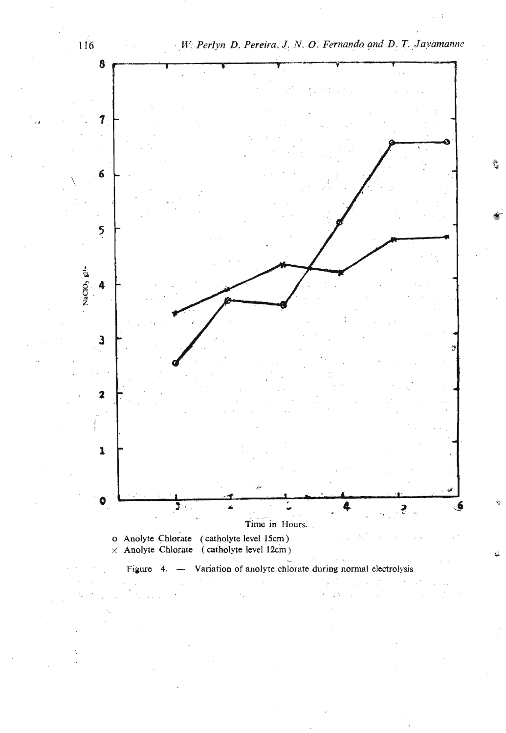o Anolyte Chlorate (catholyte level 15cm)
× Anolyte Chlorate (catholyte level 12cm)

Figure 4. — Variation of anolyte chlorate during normal electrolysis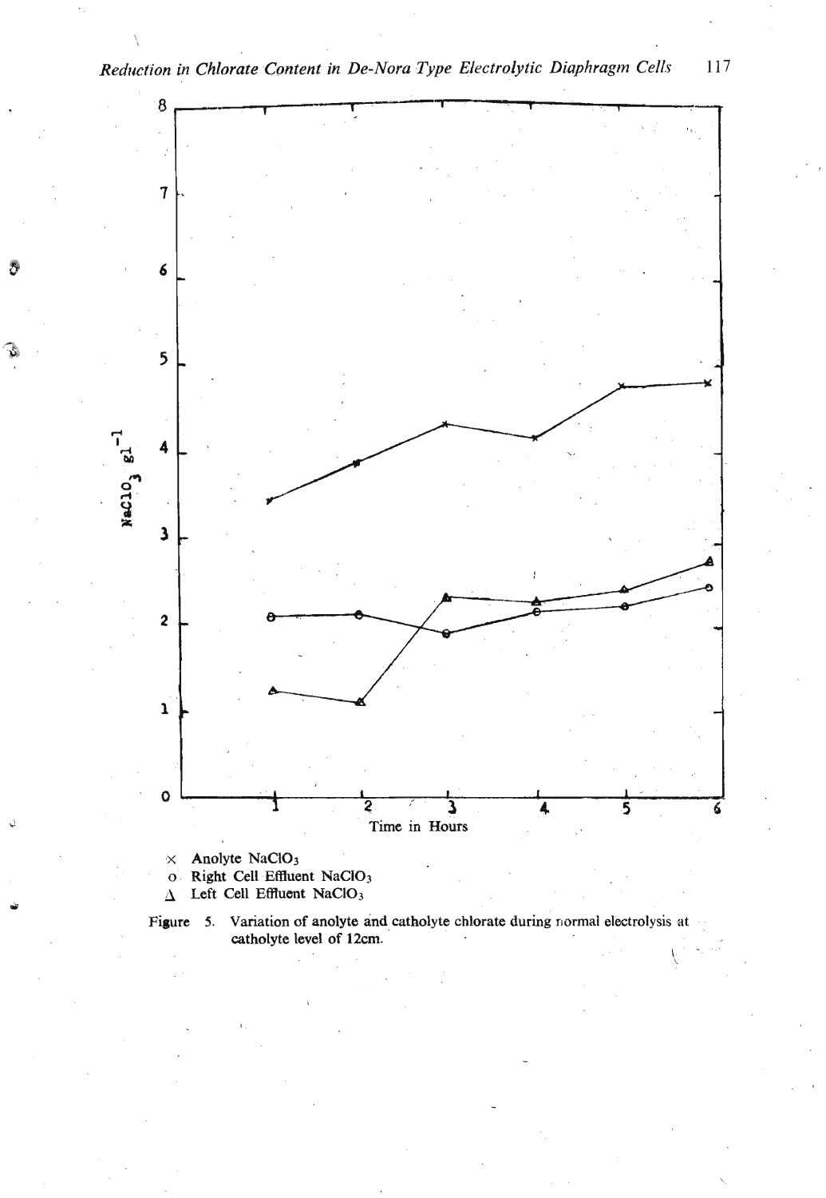× Anolyte $NaClO_3$

o Right Cell Effluent $NaClO_3$

Δ Left Cell Effluent $NaClO_3$

Figure 5. Variation of anolyte and catholyte chlorate during normal electrolysis at catholyte level of 12cm.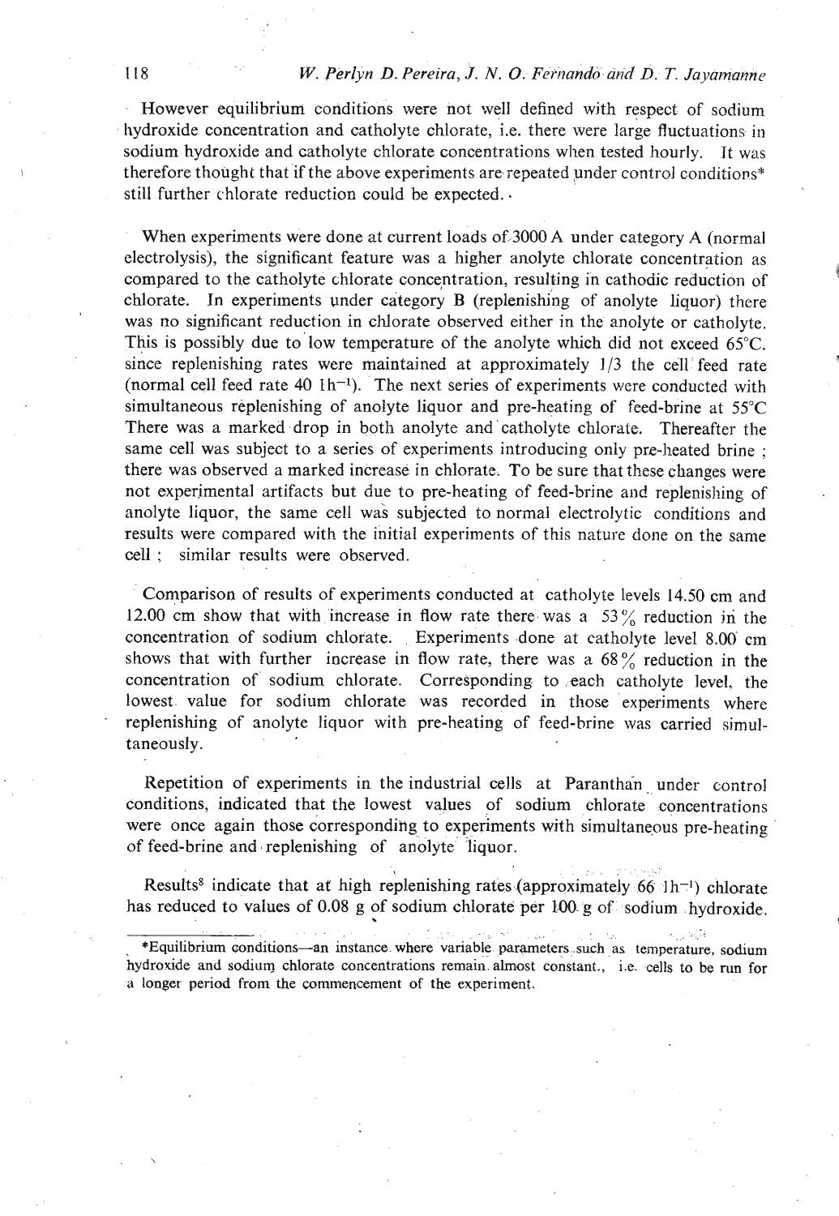However equilibrium conditions were not well defined with respect of sodium hydroxide concentration and catholyte chlorate, i.e. there were large fluctuations in sodium hydroxide and catholyte chlorate concentrations when tested hourly. It was therefore thought that if the above experiments are repeated under control conditions* still further chlorate reduction could be expected.

When experiments were done at current loads of 3000 A under category A (normal electrolysis), the significant feature was a higher anolyte chlorate concentration as compared to the catholyte chlorate concentration, resulting in cathodic reduction of chlorate. In experiments under category B (replenishing of anolyte liquor) there was no significant reduction in chlorate observed either in the anolyte or catholyte. This is possibly due to low temperature of the anolyte which did not exceed 65°C. since replenishing rates were maintained at approximately 1/3 the cell feed rate (normal cell feed rate 40 $l h^{-1}$). The next series of experiments were conducted with simultaneous replenishing of anolyte liquor and pre-heating of feed-brine at 55°C There was a marked drop in both anolyte and catholyte chlorate. Thereafter the same cell was subject to a series of experiments introducing only pre-heated brine ; there was observed a marked increase in chlorate. To be sure that these changes were not experimental artifacts but due to pre-heating of feed-brine and replenishing of anolyte liquor, the same cell was subjected to normal electrolytic conditions and results were compared with the initial experiments of this nature done on the same cell ; similar results were observed.

Comparison of results of experiments conducted at catholyte levels 14.50 cm and 12.00 cm show that with increase in flow rate there was a 53% reduction in the concentration of sodium chlorate. Experiments done at catholyte level 8.00 cm shows that with further increase in flow rate, there was a 68% reduction in the concentration of sodium chlorate. Corresponding to each catholyte level, the lowest value for sodium chlorate was recorded in those experiments where replenishing of anolyte liquor with pre-heating of feed-brine was carried simultaneously.

Repetition of experiments in the industrial cells at Paranthan under control conditions, indicated that the lowest values of sodium chlorate concentrations were once again those corresponding to experiments with simultaneous pre-heating of feed-brine and replenishing of anolyte liquor.

Results[8] indicate that at high replenishing rates (approximately 66 $l h^{-1}$) chlorate has reduced to values of 0.08 g of sodium chlorate per 100 g of sodium hydroxide.

*Equilibrium conditions—an instance where variable parameters such as temperature, sodium hydroxide and sodium chlorate concentrations remain almost constant., i.e. cells to be run for a longer period from the commencement of the experiment.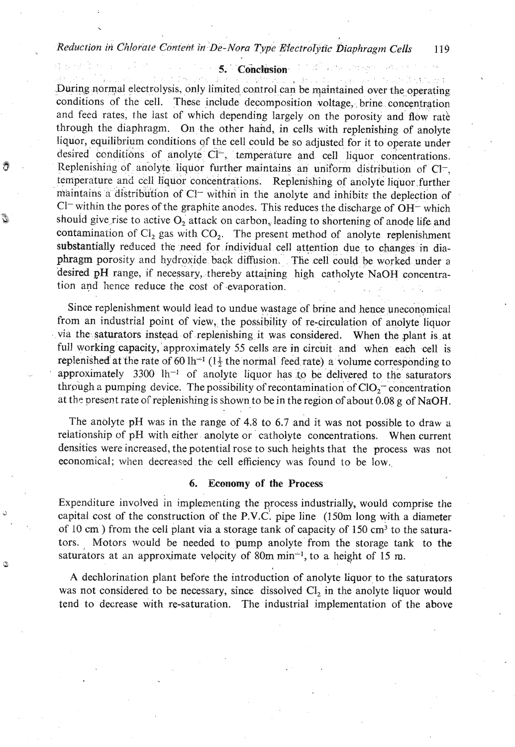## 5. Conclusion

During normal electrolysis, only limited control can be maintained over the operating conditions of the cell. These include decomposition voltage, brine concentration and feed rates, the last of which depending largely on the porosity and flow rate through the diaphragm. On the other hand, in cells with replenishing of anolyte liquor, equilibrium conditions of the cell could be so adjusted for it to operate under desired conditions of anolyte $Cl^-$, temperature and cell liquor concentrations. Replenishing of anolyte liquor further maintains an uniform distribution of $Cl^-$, temperature and cell liquor concentrations. Replenishing of anolyte liquor further maintains a distribution of $Cl^-$ within in the anolyte and inhibits the deplection of $Cl^-$ within the pores of the graphite anodes. This reduces the discharge of $OH^-$ which should give rise to active $O_2$ attack on carbon, leading to shortening of anode life and contamination of $Cl_2$ gas with $CO_2$. The present method of anolyte replenishment substantially reduced the need for individual cell attention due to changes in diaphragm porosity and hydroxide back diffusion. The cell could be worked under a desired pH range, if necessary, thereby attaining high catholyte NaOH concentration and hence reduce the cost of evaporation.

Since replenishment would lead to undue wastage of brine and hence uneconomical from an industrial point of view, the possibility of re-circulation of anolyte liquor via the saturators instead of replenishing it was considered. When the plant is at full working capacity, approximately 55 cells are in circuit and when each cell is replenished at the rate of 60 $lh^{-1}$ ($1\frac{1}{2}$ the normal feed rate) a volume corresponding to approximately 3300 $lh^{-1}$ of anolyte liquor has to be delivered to the saturators through a pumping device. The possibility of recontamination of $ClO_2^-$ concentration at the present rate of replenishing is shown to be in the region of about 0.08 g of NaOH.

The anolyte pH was in the range of 4.8 to 6.7 and it was not possible to draw a relationship of pH with either anolyte or catholyte concentrations. When current densities were increased, the potential rose to such heights that the process was not economical; when decreased the cell efficiency was found to be low.

## 6. Economy of the Process

Expenditure involved in implementing the process industrially, would comprise the capital cost of the construction of the P.V.C. pipe line (150m long with a diameter of 10 cm) from the cell plant via a storage tank of capacity of 150 $cm^3$ to the saturators. Motors would be needed to pump anolyte from the storage tank to the saturators at an approximate velocity of 80m $min^{-1}$, to a height of 15 m.

A dechlorination plant before the introduction of anolyte liquor to the saturators was not considered to be necessary, since dissolved $Cl_2$ in the anolyte liquor would tend to decrease with re-saturation. The industrial implementation of the above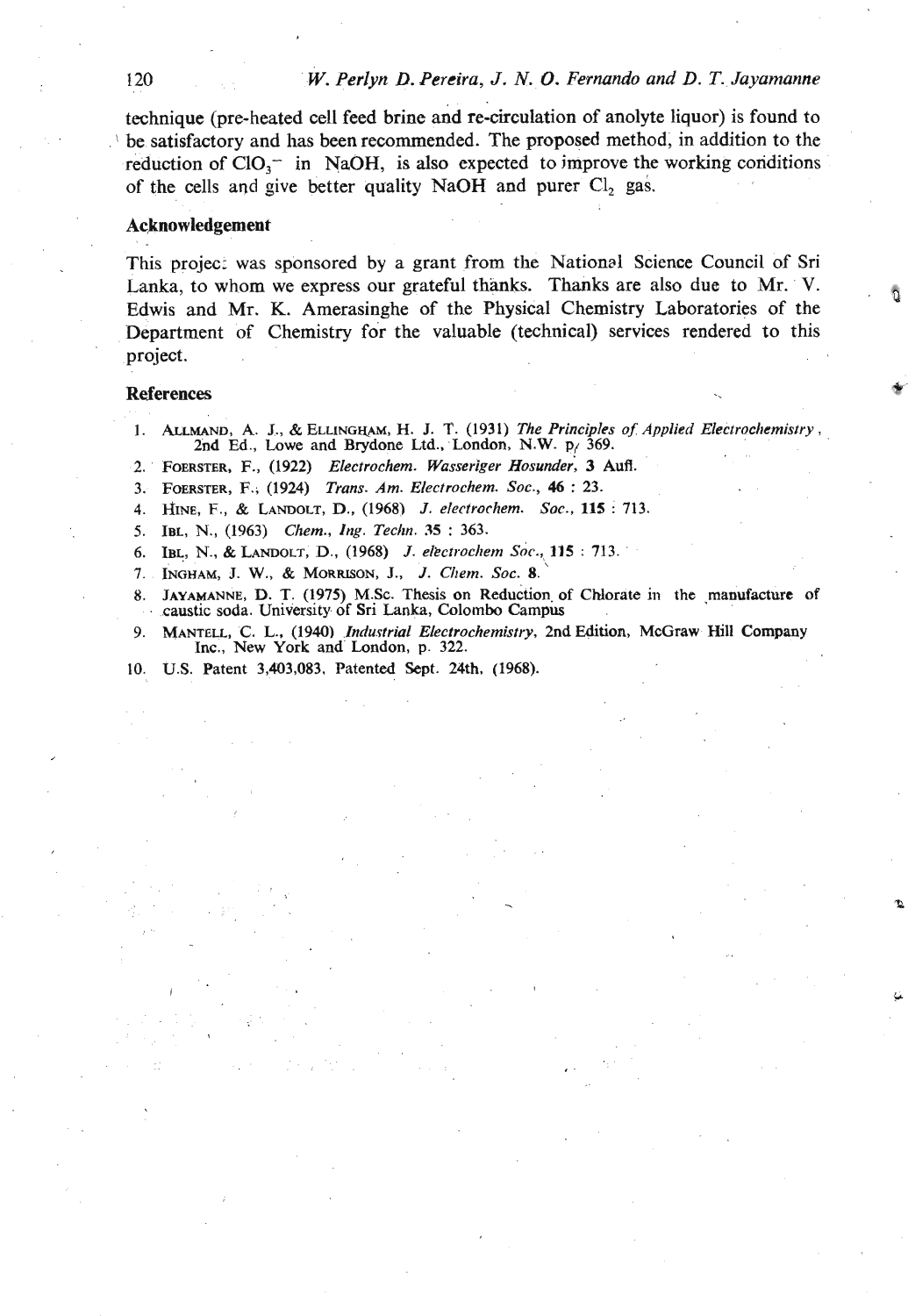technique (pre-heated cell feed brine and re-circulation of anolyte liquor) is found to be satisfactory and has been recommended. The proposed method, in addition to the reduction of $ClO_3^-$ in NaOH, is also expected to improve the working conditions of the cells and give better quality NaOH and purer $Cl_2$ gas.

## Acknowledgement

This project was sponsored by a grant from the National Science Council of Sri Lanka, to whom we express our grateful thanks. Thanks are also due to Mr. V. Edwis and Mr. K. Amerasinghe of the Physical Chemistry Laboratories of the Department of Chemistry for the valuable (technical) services rendered to this project.

## References

1. ALLMAND, A. J., & ELLINGHAM, H. J. T. (1931) *The Principles of Applied Electrochemistry*, 2nd Ed., Lowe and Brydone Ltd., London, N.W. p. 369.
2. FOERSTER, F., (1922) *Electrochem. Wasseriger Hosunder*, **3** Aufl.
3. FOERSTER, F., (1924) *Trans. Am. Electrochem. Soc.*, **46** : 23.
4. HINE, F., & LANDOLT, D., (1968) *J. electrochem. Soc.*, **115** : 713.
5. IBL, N., (1963) *Chem., Ing. Techn.* **35** : 363.
6. IBL, N., & LANDOLT, D., (1968) *J. electrochem Soc.*, **115** : 713.
7. INGHAM, J. W., & MORRISON, J., *J. Chem. Soc.* **8**.
8. JAYAMANNE, D. T. (1975) M.Sc. Thesis on Reduction of Chlorate in the manufacture of caustic soda. University of Sri Lanka, Colombo Campus
9. MANTELL, C. L., (1940) *Industrial Electrochemistry*, 2nd Edition, McGraw Hill Company Inc., New York and London, p. 322.
10. U.S. Patent 3,403,083, Patented Sept. 24th, (1968).